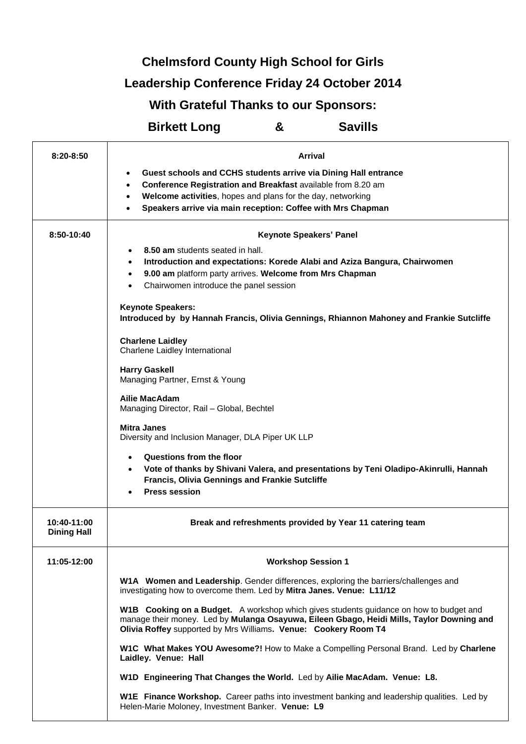# Chelmsford County High School for Girls

## Leadership Conference Friday 24 October 2014

## With Grateful Thanks to our Sponsors:

## Birkett Long & Savills

| | |
|---|---|
| **8:20-8:50** | **Arrival**<br>• **Guest schools and CCHS students arrive via Dining Hall entrance**<br>• **Conference Registration and Breakfast** available from 8.20 am<br>• **Welcome activities**, hopes and plans for the day, networking<br>• **Speakers arrive via main reception: Coffee with Mrs Chapman** |
| **8:50-10:40** | **Keynote Speakers' Panel**<br>• **8.50 am** students seated in hall.<br>• **Introduction and expectations: Korede Alabi and Aziza Bangura, Chairwomen**<br>• **9.00 am** platform party arrives. **Welcome from Mrs Chapman**<br>• Chairwomen introduce the panel session<br><br>**Keynote Speakers:**<br>**Introduced by by Hannah Francis, Olivia Gennings, Rhiannon Mahoney and Frankie Sutcliffe**<br><br>**Charlene Laidley**<br>Charlene Laidley International<br><br>**Harry Gaskell**<br>Managing Partner, Ernst & Young<br><br>**Ailie MacAdam**<br>Managing Director, Rail – Global, Bechtel<br><br>**Mitra Janes**<br>Diversity and Inclusion Manager, DLA Piper UK LLP<br><br>• **Questions from the floor**<br>• **Vote of thanks by Shivani Valera, and presentations by Teni Oladipo-Akinrulli, Hannah Francis, Olivia Gennings and Frankie Sutcliffe**<br>• **Press session** |
| **10:40-11:00 Dining Hall** | **Break and refreshments provided by Year 11 catering team** |
| **11:05-12:00** | **Workshop Session 1**<br><br>**W1A Women and Leadership**. Gender differences, exploring the barriers/challenges and investigating how to overcome them. Led by **Mitra Janes. Venue: L11/12**<br><br>**W1B Cooking on a Budget.** A workshop which gives students guidance on how to budget and manage their money. Led by **Mulanga Osayuwa, Eileen Gbago, Heidi Mills, Taylor Downing and Olivia Roffey** supported by Mrs Williams**. Venue: Cookery Room T4**<br><br>**W1C What Makes YOU Awesome?!** How to Make a Compelling Personal Brand. Led by **Charlene Laidley. Venue: Hall**<br><br>**W1D Engineering That Changes the World.** Led by **Ailie MacAdam. Venue: L8.**<br><br>**W1E Finance Workshop.** Career paths into investment banking and leadership qualities. Led by Helen-Marie Moloney, Investment Banker. **Venue: L9** |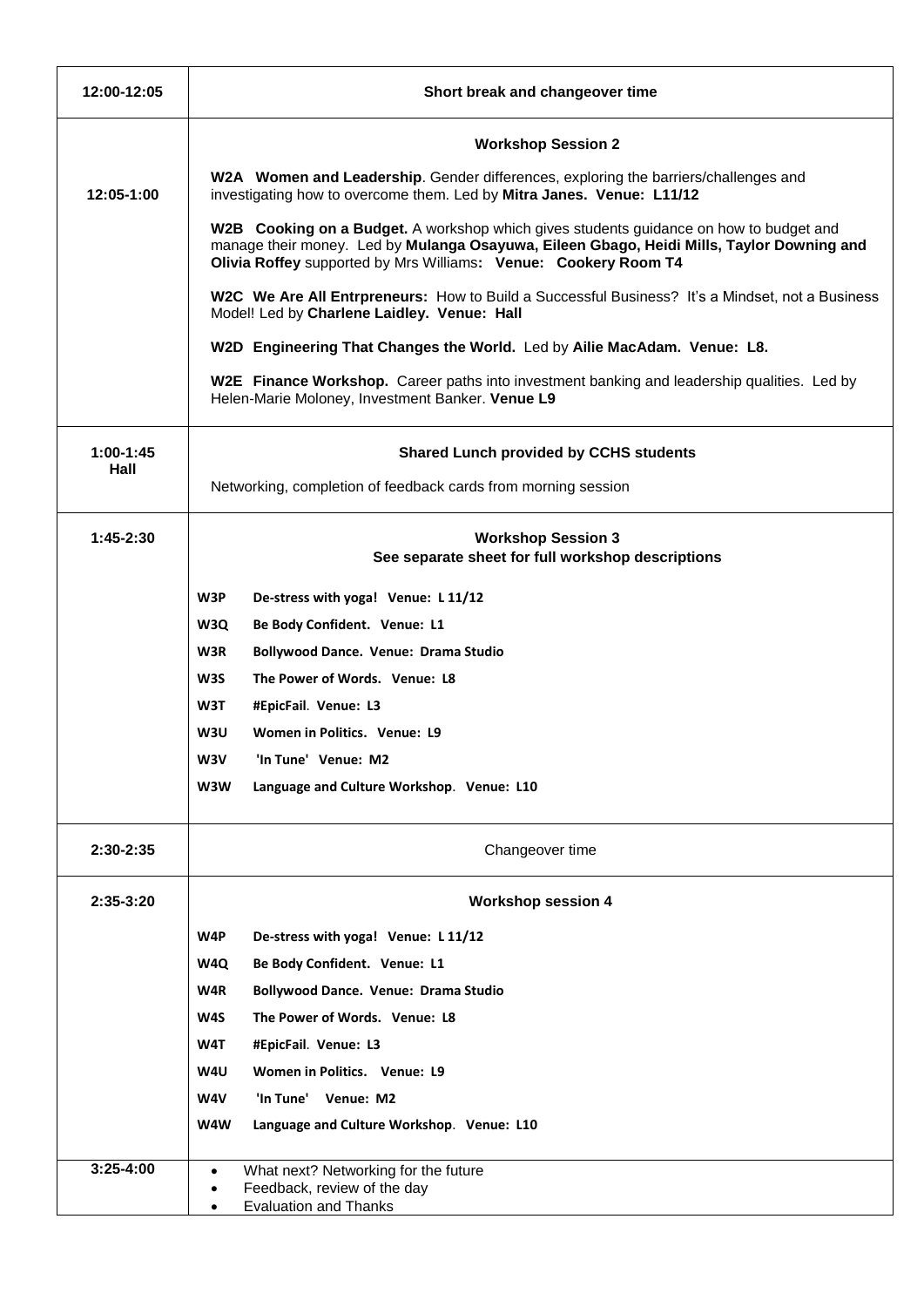| Time | Activity |
| --- | --- |
| **12:00-12:05** | **Short break and changeover time** |
| **12:05-1:00** | **Workshop Session 2**<br><br>**W2A Women and Leadership**. Gender differences, exploring the barriers/challenges and investigating how to overcome them. Led by **Mitra Janes. Venue: L11/12**<br><br>**W2B Cooking on a Budget.** A workshop which gives students guidance on how to budget and manage their money. Led by **Mulanga Osayuwa, Eileen Gbago, Heidi Mills, Taylor Downing and Olivia Roffey** supported by Mrs Williams**: Venue: Cookery Room T4**<br><br>**W2C We Are All Entrpreneurs:** How to Build a Successful Business? It's a Mindset, not a Business Model! Led by **Charlene Laidley. Venue: Hall**<br><br>**W2D Engineering That Changes the World.** Led by **Ailie MacAdam. Venue: L8.**<br><br>**W2E Finance Workshop.** Career paths into investment banking and leadership qualities. Led by Helen-Marie Moloney, Investment Banker. **Venue L9** |
| **1:00-1:45 Hall** | **Shared Lunch provided by CCHS students**<br><br>Networking, completion of feedback cards from morning session |
| **1:45-2:30** | **Workshop Session 3**<br>**See separate sheet for full workshop descriptions**<br><br>**W3P De-stress with yoga! Venue: L 11/12**<br>**W3Q Be Body Confident. Venue: L1**<br>**W3R Bollywood Dance. Venue: Drama Studio**<br>**W3S The Power of Words. Venue: L8**<br>**W3T #EpicFail. Venue: L3**<br>**W3U Women in Politics. Venue: L9**<br>**W3V 'In Tune' Venue: M2**<br>**W3W Language and Culture Workshop. Venue: L10** |
| **2:30-2:35** | Changeover time |
| **2:35-3:20** | **Workshop session 4**<br><br>**W4P De-stress with yoga! Venue: L 11/12**<br>**W4Q Be Body Confident. Venue: L1**<br>**W4R Bollywood Dance. Venue: Drama Studio**<br>**W4S The Power of Words. Venue: L8**<br>**W4T #EpicFail. Venue: L3**<br>**W4U Women in Politics. Venue: L9**<br>**W4V 'In Tune' Venue: M2**<br>**W4W Language and Culture Workshop. Venue: L10** |
| **3:25-4:00** | • What next? Networking for the future<br>• Feedback, review of the day<br>• Evaluation and Thanks |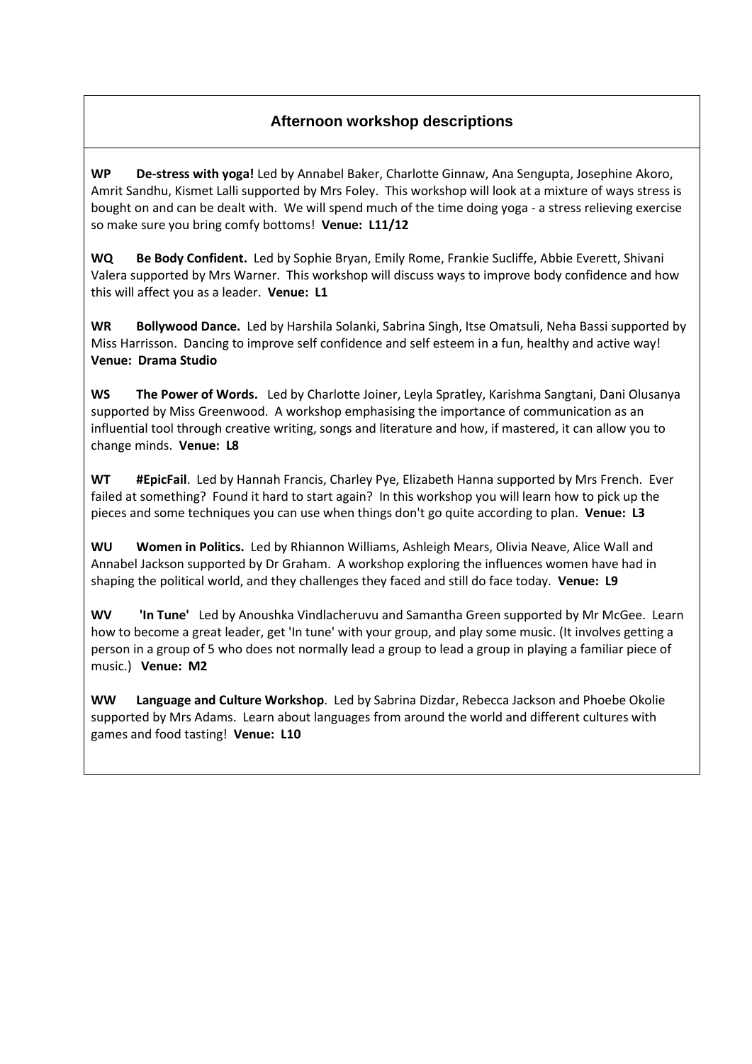## Afternoon workshop descriptions

**WP De-stress with yoga!** Led by Annabel Baker, Charlotte Ginnaw, Ana Sengupta, Josephine Akoro, Amrit Sandhu, Kismet Lalli supported by Mrs Foley. This workshop will look at a mixture of ways stress is bought on and can be dealt with. We will spend much of the time doing yoga - a stress relieving exercise so make sure you bring comfy bottoms! **Venue: L11/12**

**WQ Be Body Confident.** Led by Sophie Bryan, Emily Rome, Frankie Sucliffe, Abbie Everett, Shivani Valera supported by Mrs Warner. This workshop will discuss ways to improve body confidence and how this will affect you as a leader. **Venue: L1**

**WR Bollywood Dance.** Led by Harshila Solanki, Sabrina Singh, Itse Omatsuli, Neha Bassi supported by Miss Harrisson. Dancing to improve self confidence and self esteem in a fun, healthy and active way! **Venue: Drama Studio**

**WS The Power of Words.** Led by Charlotte Joiner, Leyla Spratley, Karishma Sangtani, Dani Olusanya supported by Miss Greenwood. A workshop emphasising the importance of communication as an influential tool through creative writing, songs and literature and how, if mastered, it can allow you to change minds. **Venue: L8**

**WT #EpicFail**. Led by Hannah Francis, Charley Pye, Elizabeth Hanna supported by Mrs French. Ever failed at something? Found it hard to start again? In this workshop you will learn how to pick up the pieces and some techniques you can use when things don't go quite according to plan. **Venue: L3**

**WU Women in Politics.** Led by Rhiannon Williams, Ashleigh Mears, Olivia Neave, Alice Wall and Annabel Jackson supported by Dr Graham. A workshop exploring the influences women have had in shaping the political world, and they challenges they faced and still do face today. **Venue: L9**

**WV 'In Tune'** Led by Anoushka Vindlacheruvu and Samantha Green supported by Mr McGee. Learn how to become a great leader, get 'In tune' with your group, and play some music. (It involves getting a person in a group of 5 who does not normally lead a group to lead a group in playing a familiar piece of music.) **Venue: M2**

**WW Language and Culture Workshop**. Led by Sabrina Dizdar, Rebecca Jackson and Phoebe Okolie supported by Mrs Adams. Learn about languages from around the world and different cultures with games and food tasting! **Venue: L10**